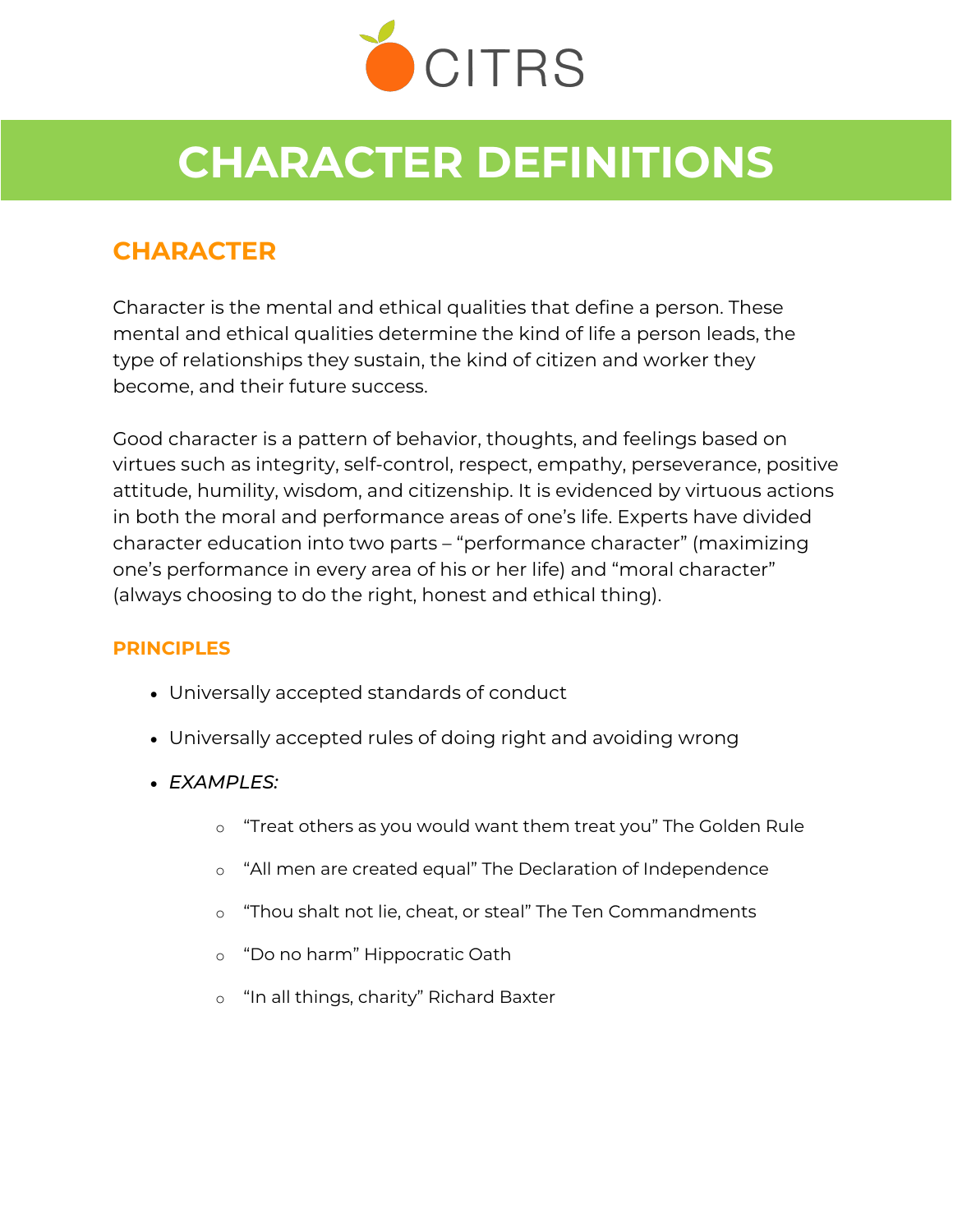CITRS

# CHARACTER DEFINITIONS

## CHARACTER

Character is the mental and ethical qualities that define a person. These mental and ethical qualities determine the kind of life a person leads, the type of relationships they sustain, the kind of citizen and worker they become, and their future success.

Good character is a pattern of behavior, thoughts, and feelings based on virtues such as integrity, self-control, respect, empathy, perseverance, positive attitude, humility, wisdom, and citizenship. It is evidenced by virtuous actions in both the moral and performance areas of one's life. Experts have divided character education into two parts – "performance character" (maximizing one's performance in every area of his or her life) and "moral character" (always choosing to do the right, honest and ethical thing).

### PRINCIPLES

- Universally accepted standards of conduct
- Universally accepted rules of doing right and avoiding wrong
- *EXAMPLES:*
    - "Treat others as you would want them treat you" The Golden Rule
    - "All men are created equal" The Declaration of Independence
    - "Thou shalt not lie, cheat, or steal" The Ten Commandments
    - "Do no harm" Hippocratic Oath
    - "In all things, charity" Richard Baxter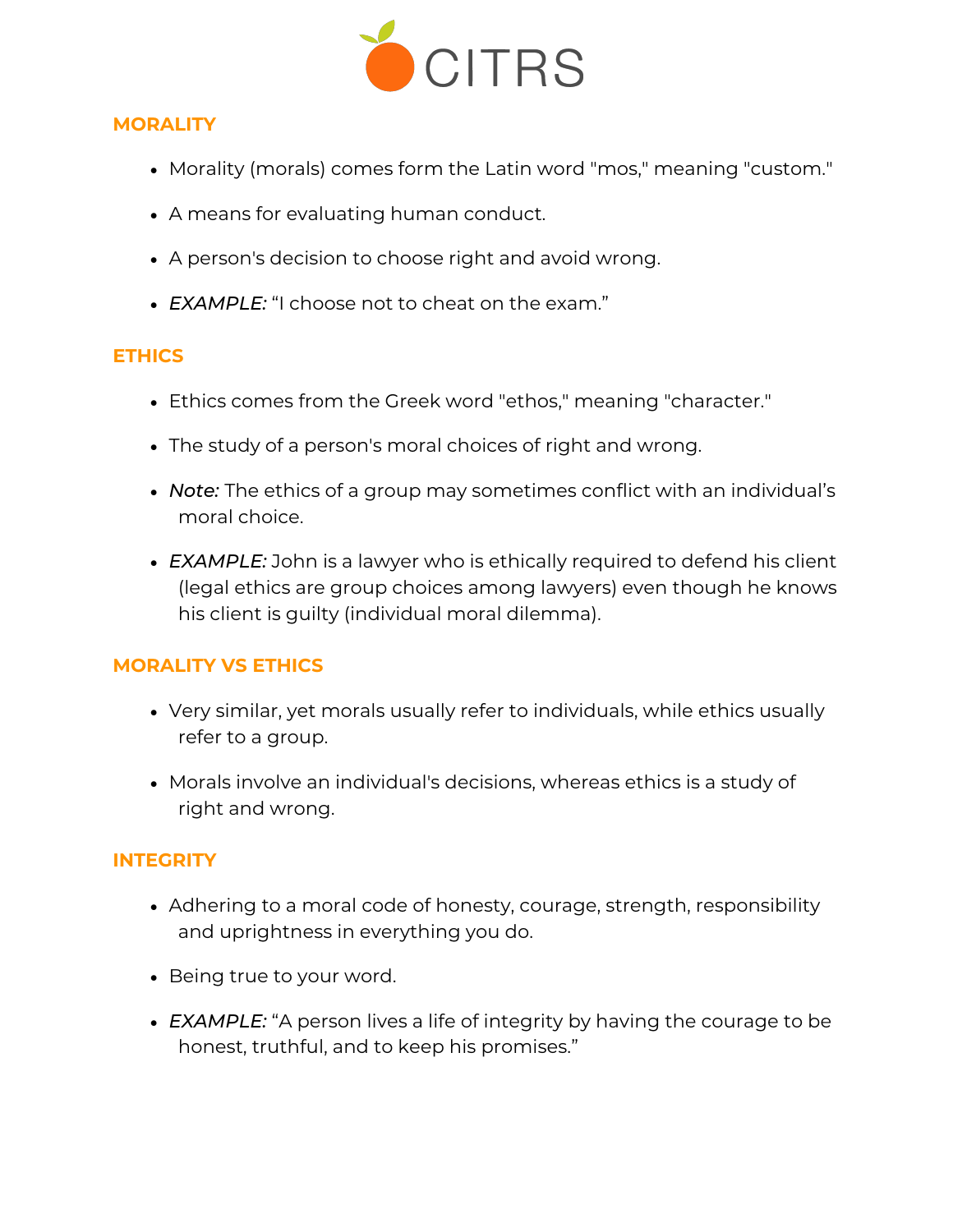## MORALITY

- Morality (morals) comes form the Latin word "mos," meaning "custom."
- A means for evaluating human conduct.
- A person's decision to choose right and avoid wrong.
- *EXAMPLE:* "I choose not to cheat on the exam."

## ETHICS

- Ethics comes from the Greek word "ethos," meaning "character."
- The study of a person's moral choices of right and wrong.
- *Note:* The ethics of a group may sometimes conflict with an individual's moral choice.
- *EXAMPLE:* John is a lawyer who is ethically required to defend his client (legal ethics are group choices among lawyers) even though he knows his client is guilty (individual moral dilemma).

## MORALITY VS ETHICS

- Very similar, yet morals usually refer to individuals, while ethics usually refer to a group.
- Morals involve an individual's decisions, whereas ethics is a study of right and wrong.

## INTEGRITY

- Adhering to a moral code of honesty, courage, strength, responsibility and uprightness in everything you do.
- Being true to your word.
- *EXAMPLE:* "A person lives a life of integrity by having the courage to be honest, truthful, and to keep his promises."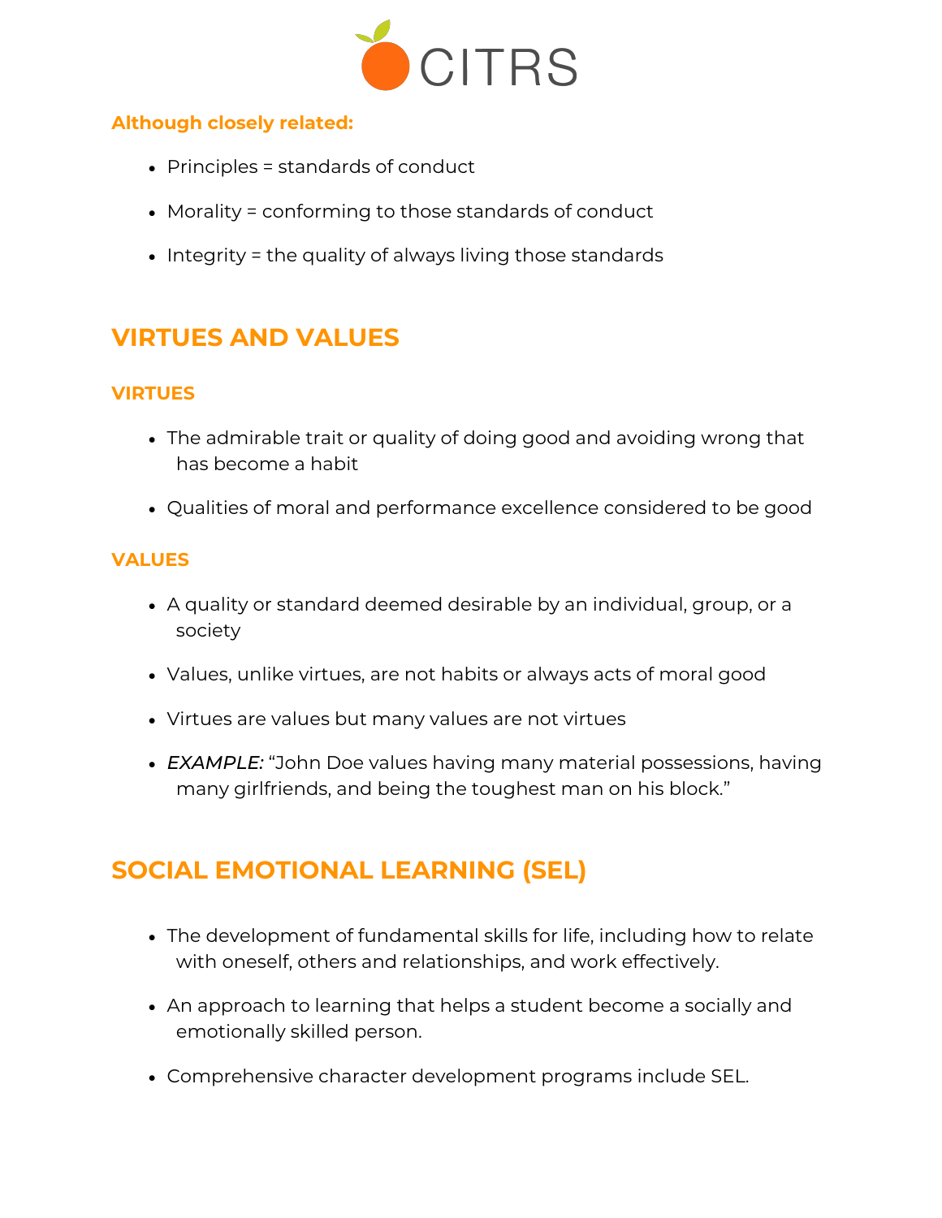**Although closely related:**

- Principles = standards of conduct
- Morality = conforming to those standards of conduct
- Integrity = the quality of always living those standards

## VIRTUES AND VALUES

### VIRTUES

- The admirable trait or quality of doing good and avoiding wrong that has become a habit
- Qualities of moral and performance excellence considered to be good

### VALUES

- A quality or standard deemed desirable by an individual, group, or a society
- Values, unlike virtues, are not habits or always acts of moral good
- Virtues are values but many values are not virtues
- *EXAMPLE:* "John Doe values having many material possessions, having many girlfriends, and being the toughest man on his block."

## SOCIAL EMOTIONAL LEARNING (SEL)

- The development of fundamental skills for life, including how to relate with oneself, others and relationships, and work effectively.
- An approach to learning that helps a student become a socially and emotionally skilled person.
- Comprehensive character development programs include SEL.